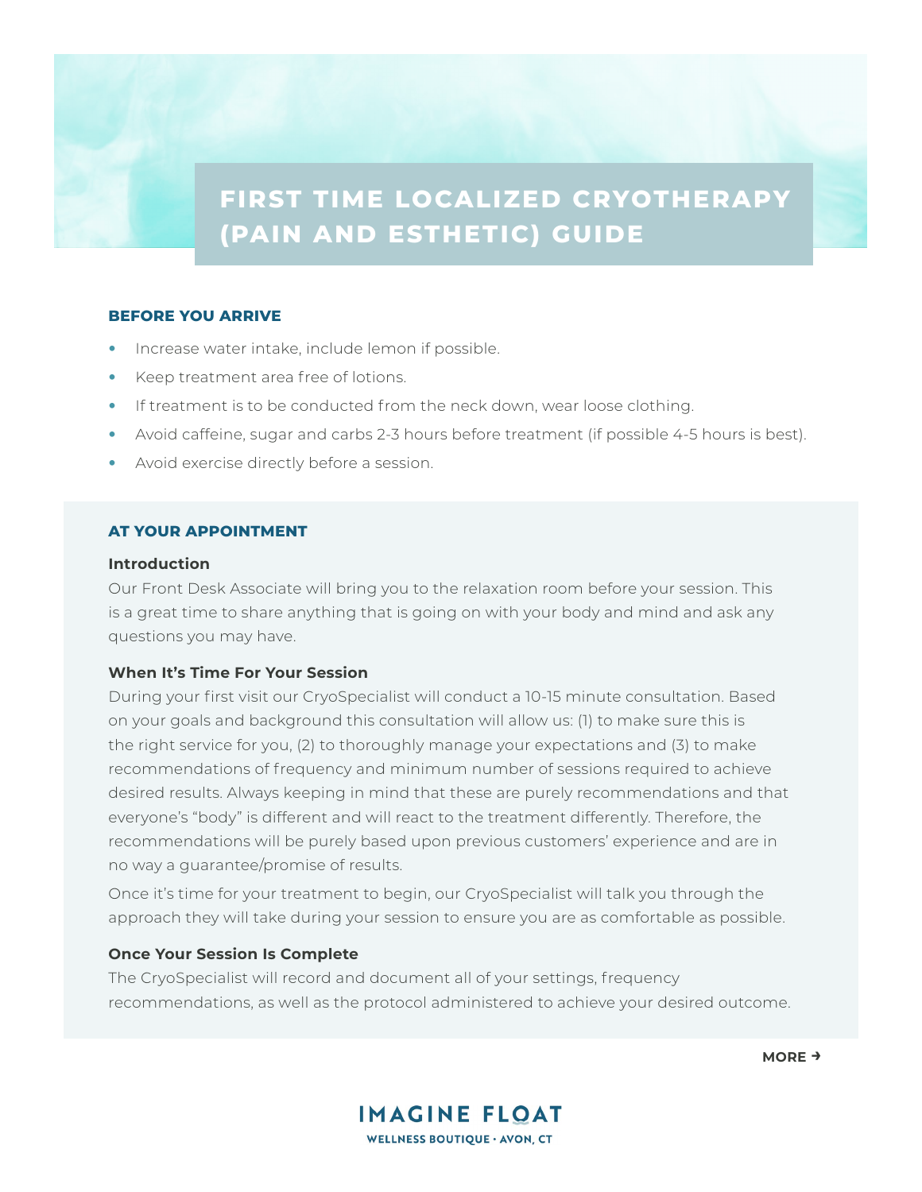# FIRST TIME LOCALIZED CRYOTHERAPY (PAIN AND ESTHETIC) GUIDE

## BEFORE YOU ARRIVE

- Increase water intake, include lemon if possible.
- Keep treatment area free of lotions.
- If treatment is to be conducted from the neck down, wear loose clothing.
- Avoid caffeine, sugar and carbs 2-3 hours before treatment (if possible 4-5 hours is best).
- Avoid exercise directly before a session.

## AT YOUR APPOINTMENT

### Introduction

Our Front Desk Associate will bring you to the relaxation room before your session. This is a great time to share anything that is going on with your body and mind and ask any questions you may have.

### When It's Time For Your Session

During your first visit our CryoSpecialist will conduct a 10-15 minute consultation. Based on your goals and background this consultation will allow us: (1) to make sure this is the right service for you, (2) to thoroughly manage your expectations and (3) to make recommendations of frequency and minimum number of sessions required to achieve desired results. Always keeping in mind that these are purely recommendations and that everyone's "body" is different and will react to the treatment differently. Therefore, the recommendations will be purely based upon previous customers' experience and are in no way a guarantee/promise of results.

Once it's time for your treatment to begin, our CryoSpecialist will talk you through the approach they will take during your session to ensure you are as comfortable as possible.

### Once Your Session Is Complete

The CryoSpecialist will record and document all of your settings, frequency recommendations, as well as the protocol administered to achieve your desired outcome.

**MORE →**

**IMAGINE FLOAT**
**WELLNESS BOUTIQUE • AVON, CT**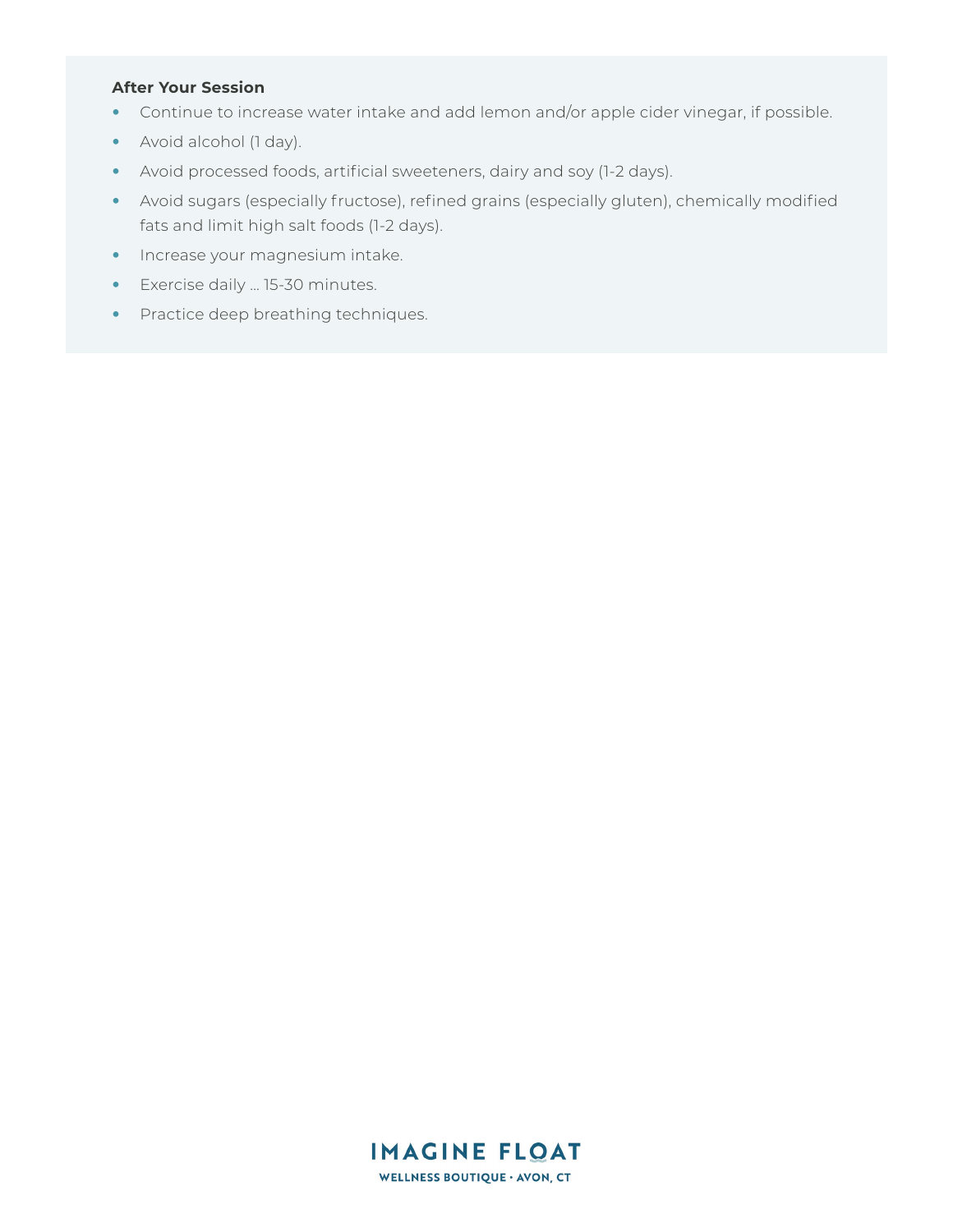**After Your Session**

- Continue to increase water intake and add lemon and/or apple cider vinegar, if possible.
- Avoid alcohol (1 day).
- Avoid processed foods, artificial sweeteners, dairy and soy (1-2 days).
- Avoid sugars (especially fructose), refined grains (especially gluten), chemically modified fats and limit high salt foods (1-2 days).
- Increase your magnesium intake.
- Exercise daily … 15-30 minutes.
- Practice deep breathing techniques.

IMAGINE FLOAT
WELLNESS BOUTIQUE • AVON, CT